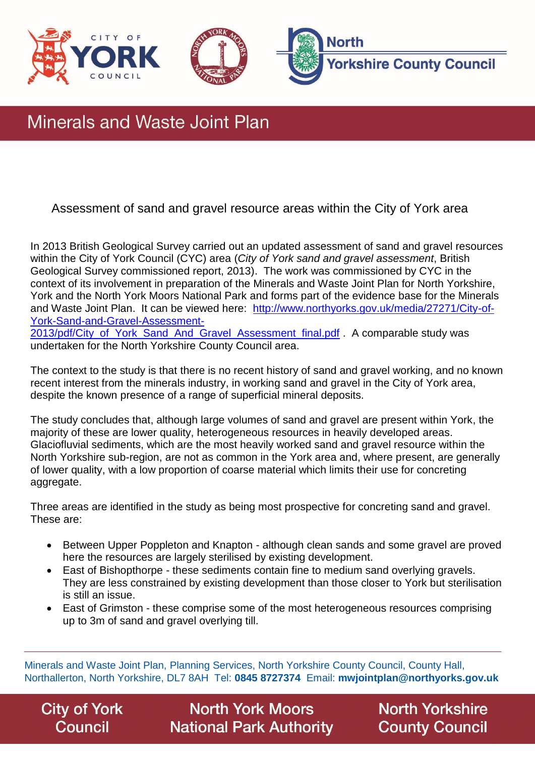# Minerals and Waste Joint Plan

## Assessment of sand and gravel resource areas within the City of York area

In 2013 British Geological Survey carried out an updated assessment of sand and gravel resources within the City of York Council (CYC) area (*City of York sand and gravel assessment*, British Geological Survey commissioned report, 2013). The work was commissioned by CYC in the context of its involvement in preparation of the Minerals and Waste Joint Plan for North Yorkshire, York and the North York Moors National Park and forms part of the evidence base for the Minerals and Waste Joint Plan. It can be viewed here: http://www.northyorks.gov.uk/media/27271/City-of-York-Sand-and-Gravel-Assessment-2013/pdf/City_of_York_Sand_And_Gravel_Assessment_final.pdf . A comparable study was undertaken for the North Yorkshire County Council area.

The context to the study is that there is no recent history of sand and gravel working, and no known recent interest from the minerals industry, in working sand and gravel in the City of York area, despite the known presence of a range of superficial mineral deposits.

The study concludes that, although large volumes of sand and gravel are present within York, the majority of these are lower quality, heterogeneous resources in heavily developed areas. Glaciofluvial sediments, which are the most heavily worked sand and gravel resource within the North Yorkshire sub-region, are not as common in the York area and, where present, are generally of lower quality, with a low proportion of coarse material which limits their use for concreting aggregate.

Three areas are identified in the study as being most prospective for concreting sand and gravel. These are:

- Between Upper Poppleton and Knapton - although clean sands and some gravel are proved here the resources are largely sterilised by existing development.
- East of Bishopthorpe - these sediments contain fine to medium sand overlying gravels. They are less constrained by existing development than those closer to York but sterilisation is still an issue.
- East of Grimston - these comprise some of the most heterogeneous resources comprising up to 3m of sand and gravel overlying till.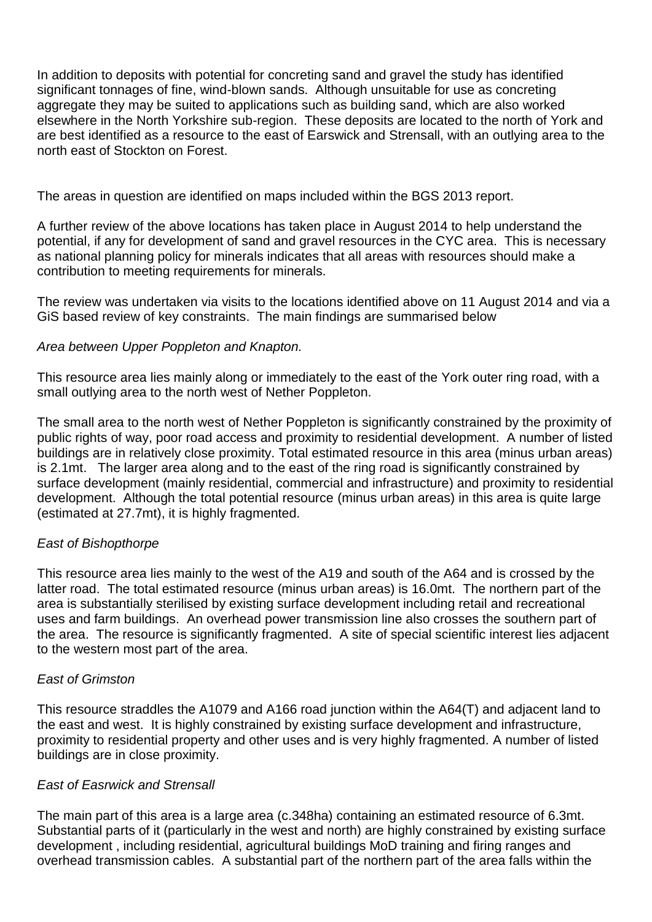In addition to deposits with potential for concreting sand and gravel the study has identified significant tonnages of fine, wind-blown sands. Although unsuitable for use as concreting aggregate they may be suited to applications such as building sand, which are also worked elsewhere in the North Yorkshire sub-region. These deposits are located to the north of York and are best identified as a resource to the east of Earswick and Strensall, with an outlying area to the north east of Stockton on Forest.

The areas in question are identified on maps included within the BGS 2013 report.

A further review of the above locations has taken place in August 2014 to help understand the potential, if any for development of sand and gravel resources in the CYC area. This is necessary as national planning policy for minerals indicates that all areas with resources should make a contribution to meeting requirements for minerals.

The review was undertaken via visits to the locations identified above on 11 August 2014 and via a GiS based review of key constraints. The main findings are summarised below

*Area between Upper Poppleton and Knapton.*

This resource area lies mainly along or immediately to the east of the York outer ring road, with a small outlying area to the north west of Nether Poppleton.

The small area to the north west of Nether Poppleton is significantly constrained by the proximity of public rights of way, poor road access and proximity to residential development. A number of listed buildings are in relatively close proximity. Total estimated resource in this area (minus urban areas) is 2.1mt. The larger area along and to the east of the ring road is significantly constrained by surface development (mainly residential, commercial and infrastructure) and proximity to residential development. Although the total potential resource (minus urban areas) in this area is quite large (estimated at 27.7mt), it is highly fragmented.

*East of Bishopthorpe*

This resource area lies mainly to the west of the A19 and south of the A64 and is crossed by the latter road. The total estimated resource (minus urban areas) is 16.0mt. The northern part of the area is substantially sterilised by existing surface development including retail and recreational uses and farm buildings. An overhead power transmission line also crosses the southern part of the area. The resource is significantly fragmented. A site of special scientific interest lies adjacent to the western most part of the area.

*East of Grimston*

This resource straddles the A1079 and A166 road junction within the A64(T) and adjacent land to the east and west. It is highly constrained by existing surface development and infrastructure, proximity to residential property and other uses and is very highly fragmented. A number of listed buildings are in close proximity.

*East of Easrwick and Strensall*

The main part of this area is a large area (c.348ha) containing an estimated resource of 6.3mt. Substantial parts of it (particularly in the west and north) are highly constrained by existing surface development , including residential, agricultural buildings MoD training and firing ranges and overhead transmission cables. A substantial part of the northern part of the area falls within the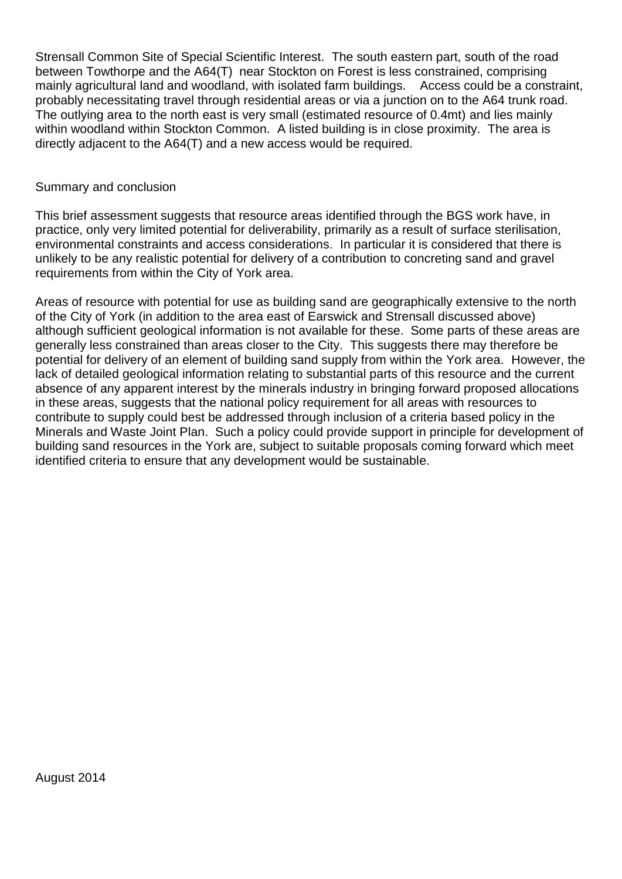Strensall Common Site of Special Scientific Interest. The south eastern part, south of the road between Towthorpe and the A64(T) near Stockton on Forest is less constrained, comprising mainly agricultural land and woodland, with isolated farm buildings. Access could be a constraint, probably necessitating travel through residential areas or via a junction on to the A64 trunk road. The outlying area to the north east is very small (estimated resource of 0.4mt) and lies mainly within woodland within Stockton Common. A listed building is in close proximity. The area is directly adjacent to the A64(T) and a new access would be required.

Summary and conclusion

This brief assessment suggests that resource areas identified through the BGS work have, in practice, only very limited potential for deliverability, primarily as a result of surface sterilisation, environmental constraints and access considerations. In particular it is considered that there is unlikely to be any realistic potential for delivery of a contribution to concreting sand and gravel requirements from within the City of York area.

Areas of resource with potential for use as building sand are geographically extensive to the north of the City of York (in addition to the area east of Earswick and Strensall discussed above) although sufficient geological information is not available for these. Some parts of these areas are generally less constrained than areas closer to the City. This suggests there may therefore be potential for delivery of an element of building sand supply from within the York area. However, the lack of detailed geological information relating to substantial parts of this resource and the current absence of any apparent interest by the minerals industry in bringing forward proposed allocations in these areas, suggests that the national policy requirement for all areas with resources to contribute to supply could best be addressed through inclusion of a criteria based policy in the Minerals and Waste Joint Plan. Such a policy could provide support in principle for development of building sand resources in the York are, subject to suitable proposals coming forward which meet identified criteria to ensure that any development would be sustainable.

August 2014